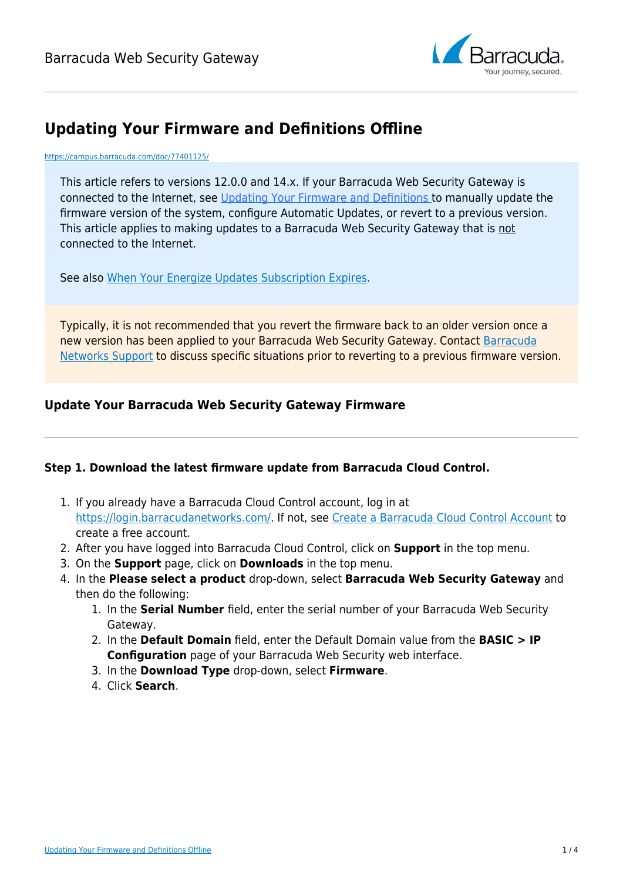# Updating Your Firmware and Definitions Offline

https://campus.barracuda.com/doc/77401125/

This article refers to versions 12.0.0 and 14.x. If your Barracuda Web Security Gateway is connected to the Internet, see Updating Your Firmware and Definitions to manually update the firmware version of the system, configure Automatic Updates, or revert to a previous version. This article applies to making updates to a Barracuda Web Security Gateway that is not connected to the Internet.

See also When Your Energize Updates Subscription Expires.

Typically, it is not recommended that you revert the firmware back to an older version once a new version has been applied to your Barracuda Web Security Gateway. Contact Barracuda Networks Support to discuss specific situations prior to reverting to a previous firmware version.

### Update Your Barracuda Web Security Gateway Firmware

---

#### Step 1. Download the latest firmware update from Barracuda Cloud Control.

1. If you already have a Barracuda Cloud Control account, log in at https://login.barracudanetworks.com/. If not, see Create a Barracuda Cloud Control Account to create a free account.
2. After you have logged into Barracuda Cloud Control, click on **Support** in the top menu.
3. On the **Support** page, click on **Downloads** in the top menu.
4. In the **Please select a product** drop-down, select **Barracuda Web Security Gateway** and then do the following:
    1. In the **Serial Number** field, enter the serial number of your Barracuda Web Security Gateway.
    2. In the **Default Domain** field, enter the Default Domain value from the **BASIC > IP Configuration** page of your Barracuda Web Security web interface.
    3. In the **Download Type** drop-down, select **Firmware**.
    4. Click **Search**.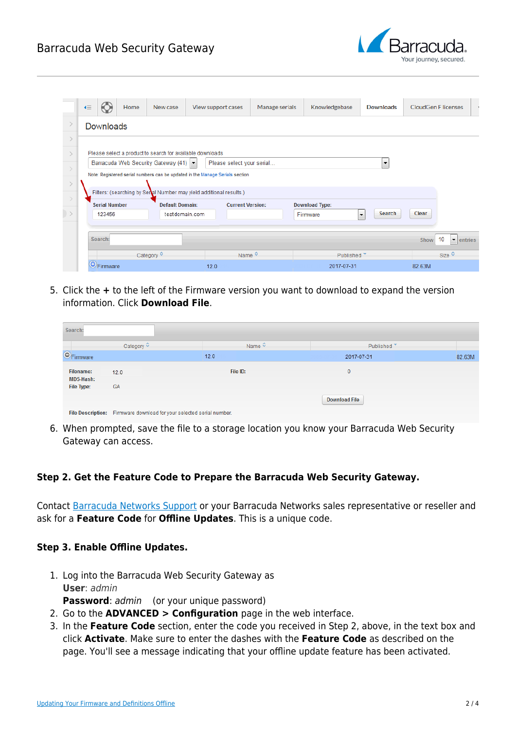5. Click the **+** to the left of the Firmware version you want to download to expand the version information. Click **Download File**.

6. When prompted, save the file to a storage location you know your Barracuda Web Security Gateway can access.

**Step 2. Get the Feature Code to Prepare the Barracuda Web Security Gateway.**

Contact Barracuda Networks Support or your Barracuda Networks sales representative or reseller and ask for a **Feature Code** for **Offline Updates**. This is a unique code.

**Step 3. Enable Offline Updates.**

1. Log into the Barracuda Web Security Gateway as
   **User**: *admin*
   **Password**: *admin*    (or your unique password)
2. Go to the **ADVANCED > Configuration** page in the web interface.
3. In the **Feature Code** section, enter the code you received in Step 2, above, in the text box and click **Activate**. Make sure to enter the dashes with the **Feature Code** as described on the page. You'll see a message indicating that your offline update feature has been activated.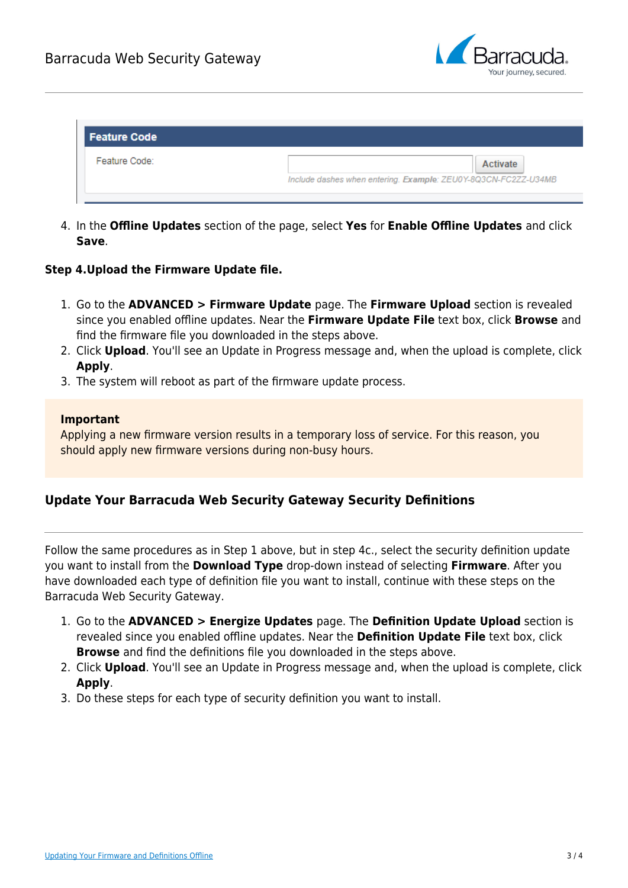| Feature Code | |
|---|---|
| Feature Code: | [ ] Activate |
| | *Include dashes when entering. **Example:** ZEU0Y-8Q3CN-FC2ZZ-U34MB* |

4. In the **Offline Updates** section of the page, select **Yes** for **Enable Offline Updates** and click **Save**.

**Step 4.Upload the Firmware Update file.**

1. Go to the **ADVANCED > Firmware Update** page. The **Firmware Upload** section is revealed since you enabled offline updates. Near the **Firmware Update File** text box, click **Browse** and find the firmware file you downloaded in the steps above.
2. Click **Upload**. You'll see an Update in Progress message and, when the upload is complete, click **Apply**.
3. The system will reboot as part of the firmware update process.

> **Important**
> Applying a new firmware version results in a temporary loss of service. For this reason, you should apply new firmware versions during non-busy hours.

## Update Your Barracuda Web Security Gateway Security Definitions

Follow the same procedures as in Step 1 above, but in step 4c., select the security definition update you want to install from the **Download Type** drop-down instead of selecting **Firmware**. After you have downloaded each type of definition file you want to install, continue with these steps on the Barracuda Web Security Gateway.

1. Go to the **ADVANCED > Energize Updates** page. The **Definition Update Upload** section is revealed since you enabled offline updates. Near the **Definition Update File** text box, click **Browse** and find the definitions file you downloaded in the steps above.
2. Click **Upload**. You'll see an Update in Progress message and, when the upload is complete, click **Apply**.
3. Do these steps for each type of security definition you want to install.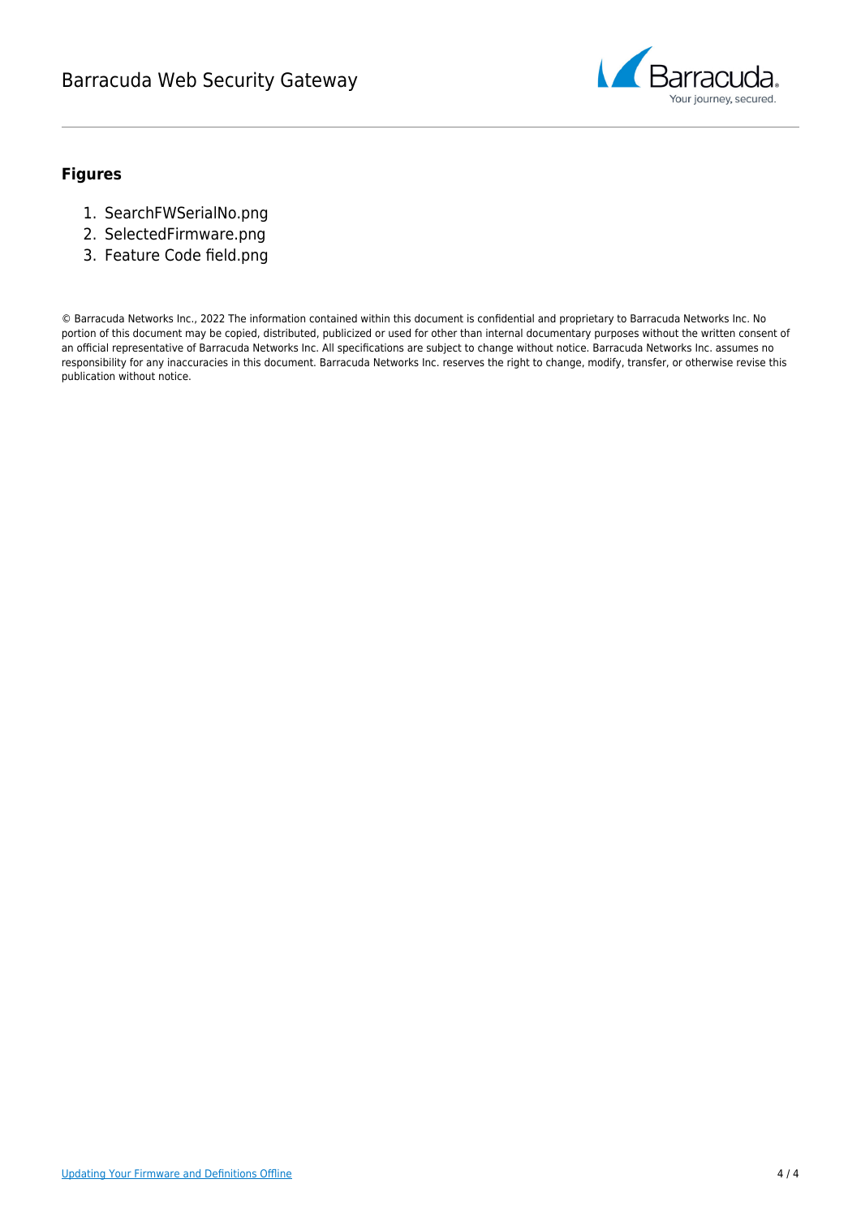## Figures

1. SearchFWSerialNo.png
2. SelectedFirmware.png
3. Feature Code field.png

© Barracuda Networks Inc., 2022 The information contained within this document is confidential and proprietary to Barracuda Networks Inc. No portion of this document may be copied, distributed, publicized or used for other than internal documentary purposes without the written consent of an official representative of Barracuda Networks Inc. All specifications are subject to change without notice. Barracuda Networks Inc. assumes no responsibility for any inaccuracies in this document. Barracuda Networks Inc. reserves the right to change, modify, transfer, or otherwise revise this publication without notice.